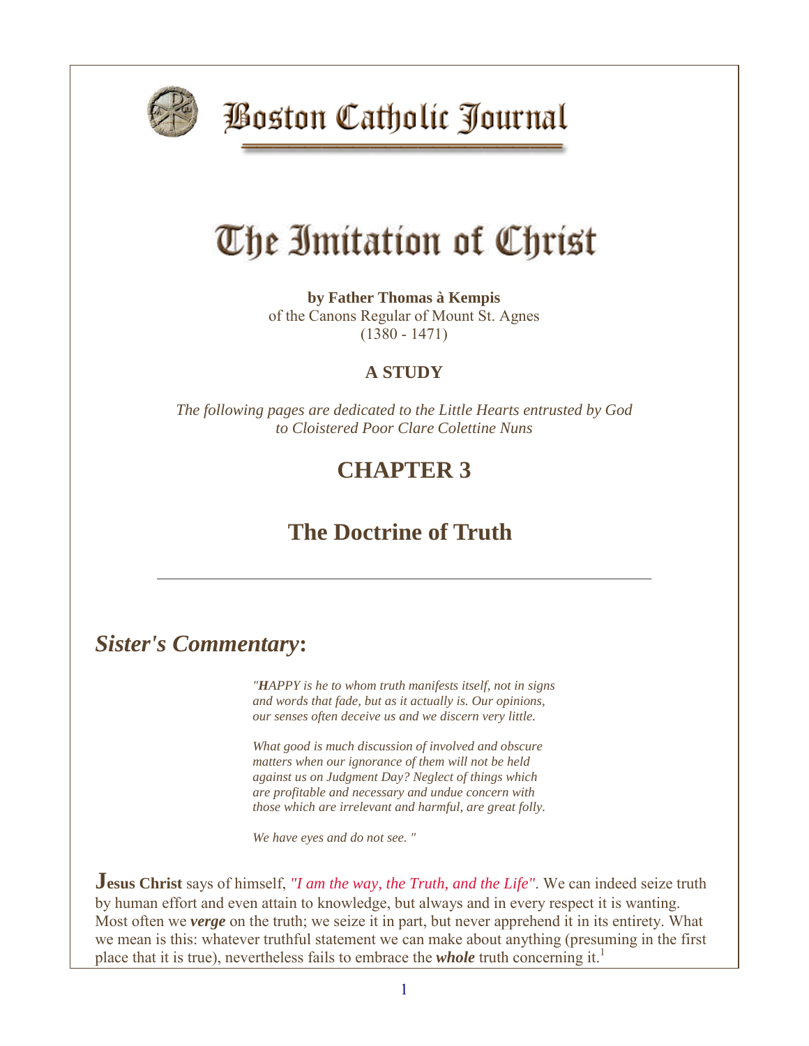# Boston Catholic Journal

# The Imitation of Christ

**by Father Thomas à Kempis**
of the Canons Regular of Mount St. Agnes
(1380 - 1471)

**A STUDY**

*The following pages are dedicated to the Little Hearts entrusted by God to Cloistered Poor Clare Colettine Nuns*

## CHAPTER 3

## The Doctrine of Truth

---

## *Sister's Commentary***:**

> *"**H**APPY is he to whom truth manifests itself, not in signs and words that fade, but as it actually is. Our opinions, our senses often deceive us and we discern very little.*
>
> *What good is much discussion of involved and obscure matters when our ignorance of them will not be held against us on Judgment Day? Neglect of things which are profitable and necessary and undue concern with those which are irrelevant and harmful, are great folly.*
>
> *We have eyes and do not see. "*

**Jesus Christ** says of himself, *"I am the way, the Truth, and the Life"*. We can indeed seize truth by human effort and even attain to knowledge, but always and in every respect it is wanting. Most often we ***verge*** on the truth; we seize it in part, but never apprehend it in its entirety. What we mean is this: whatever truthful statement we can make about anything (presuming in the first place that it is true), nevertheless fails to embrace the ***whole*** truth concerning it.[1]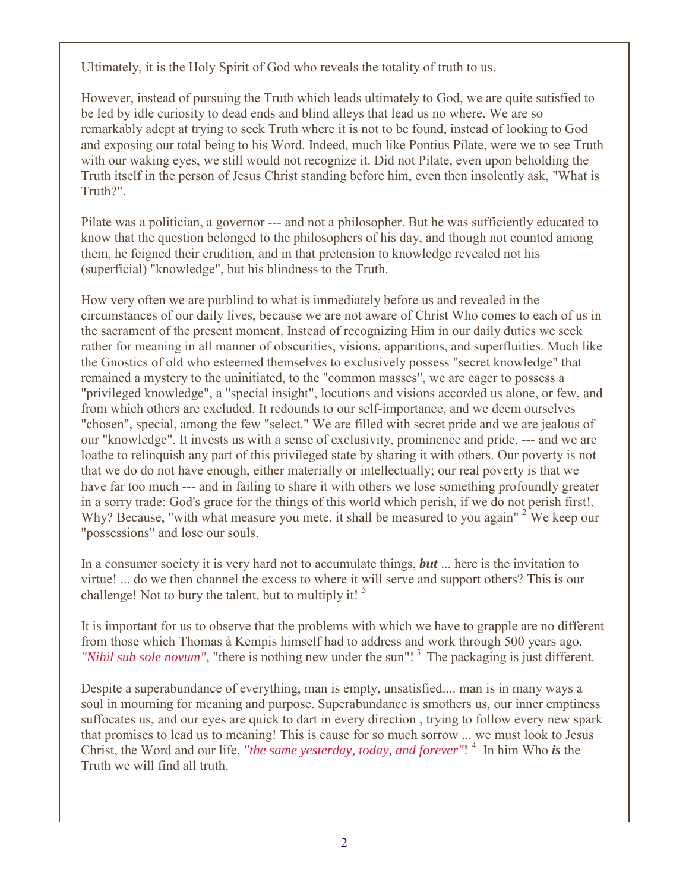Ultimately, it is the Holy Spirit of God who reveals the totality of truth to us.

However, instead of pursuing the Truth which leads ultimately to God, we are quite satisfied to be led by idle curiosity to dead ends and blind alleys that lead us no where. We are so remarkably adept at trying to seek Truth where it is not to be found, instead of looking to God and exposing our total being to his Word. Indeed, much like Pontius Pilate, were we to see Truth with our waking eyes, we still would not recognize it. Did not Pilate, even upon beholding the Truth itself in the person of Jesus Christ standing before him, even then insolently ask, "What is Truth?".

Pilate was a politician, a governor --- and not a philosopher. But he was sufficiently educated to know that the question belonged to the philosophers of his day, and though not counted among them, he feigned their erudition, and in that pretension to knowledge revealed not his (superficial) "knowledge", but his blindness to the Truth.

How very often we are purblind to what is immediately before us and revealed in the circumstances of our daily lives, because we are not aware of Christ Who comes to each of us in the sacrament of the present moment. Instead of recognizing Him in our daily duties we seek rather for meaning in all manner of obscurities, visions, apparitions, and superfluities. Much like the Gnostics of old who esteemed themselves to exclusively possess "secret knowledge" that remained a mystery to the uninitiated, to the "common masses", we are eager to possess a "privileged knowledge", a "special insight", locutions and visions accorded us alone, or few, and from which others are excluded. It redounds to our self-importance, and we deem ourselves "chosen", special, among the few "select." We are filled with secret pride and we are jealous of our "knowledge". It invests us with a sense of exclusivity, prominence and pride. --- and we are loathe to relinquish any part of this privileged state by sharing it with others. Our poverty is not that we do do not have enough, either materially or intellectually; our real poverty is that we have far too much --- and in failing to share it with others we lose something profoundly greater in a sorry trade: God's grace for the things of this world which perish, if we do not perish first!. Why? Because, "with what measure you mete, it shall be measured to you again" [2] We keep our "possessions" and lose our souls.

In a consumer society it is very hard not to accumulate things, ***but*** ... here is the invitation to virtue! ... do we then channel the excess to where it will serve and support others? This is our challenge! Not to bury the talent, but to multiply it! [5]

It is important for us to observe that the problems with which we have to grapple are no different from those which Thomas à Kempis himself had to address and work through 500 years ago. *"Nihil sub sole novum"*, "there is nothing new under the sun"! [3] The packaging is just different.

Despite a superabundance of everything, man is empty, unsatisfied.... man is in many ways a soul in mourning for meaning and purpose. Superabundance is smothers us, our inner emptiness suffocates us, and our eyes are quick to dart in every direction , trying to follow every new spark that promises to lead us to meaning! This is cause for so much sorrow ... we must look to Jesus Christ, the Word and our life, *"the same yesterday, today, and forever"*! [4] In him Who ***is*** the Truth we will find all truth.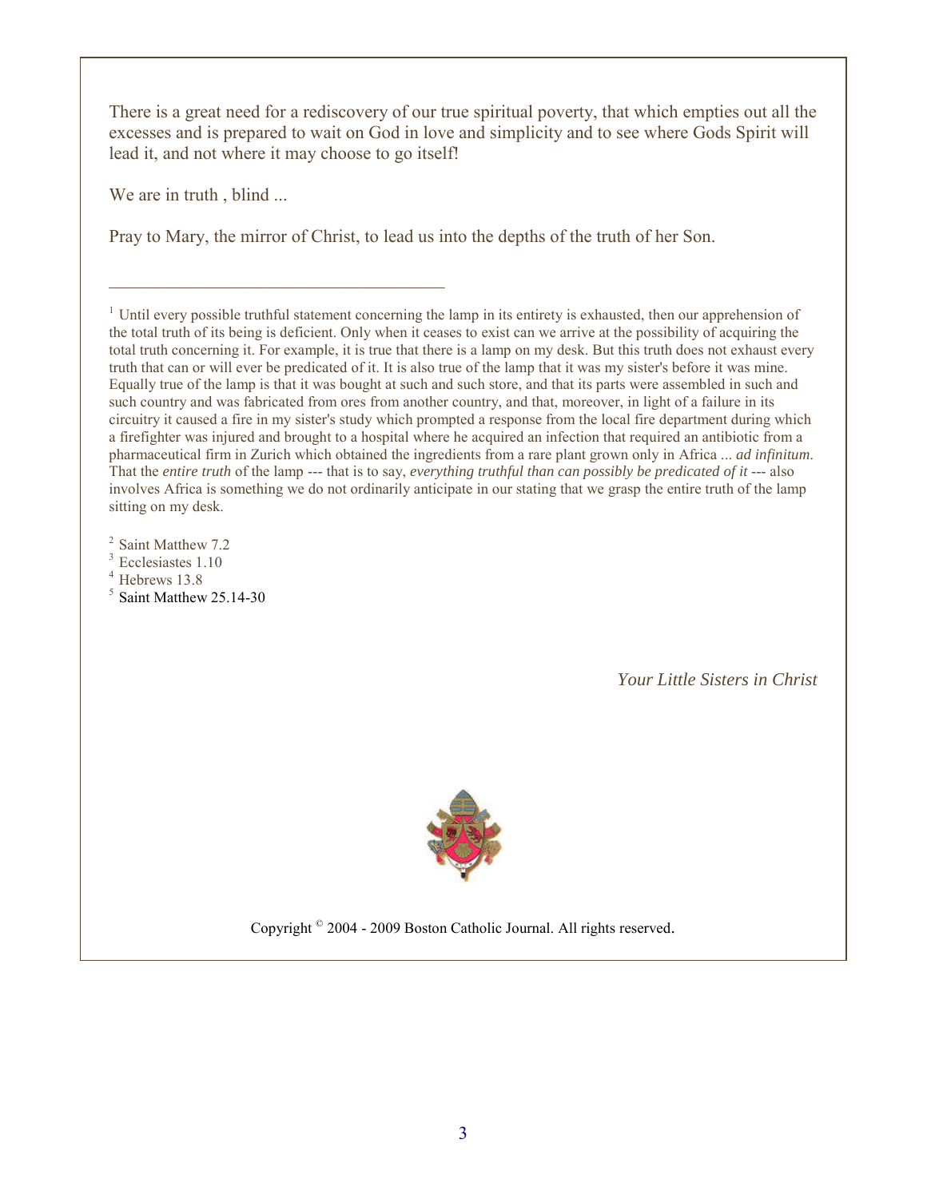There is a great need for a rediscovery of our true spiritual poverty, that which empties out all the excesses and is prepared to wait on God in love and simplicity and to see where Gods Spirit will lead it, and not where it may choose to go itself!

We are in truth , blind ...

Pray to Mary, the mirror of Christ, to lead us into the depths of the truth of her Son.

---

[1] Until every possible truthful statement concerning the lamp in its entirety is exhausted, then our apprehension of the total truth of its being is deficient. Only when it ceases to exist can we arrive at the possibility of acquiring the total truth concerning it. For example, it is true that there is a lamp on my desk. But this truth does not exhaust every truth that can or will ever be predicated of it. It is also true of the lamp that it was my sister's before it was mine. Equally true of the lamp is that it was bought at such and such store, and that its parts were assembled in such and such country and was fabricated from ores from another country, and that, moreover, in light of a failure in its circuitry it caused a fire in my sister's study which prompted a response from the local fire department during which a firefighter was injured and brought to a hospital where he acquired an infection that required an antibiotic from a pharmaceutical firm in Zurich which obtained the ingredients from a rare plant grown only in Africa ... *ad infinitum*. That the *entire truth* of the lamp --- that is to say, *everything truthful than can possibly be predicated of it* --- also involves Africa is something we do not ordinarily anticipate in our stating that we grasp the entire truth of the lamp sitting on my desk.

[2] Saint Matthew 7.2
[3] Ecclesiastes 1.10
[4] Hebrews 13.8
[5] Saint Matthew 25.14-30

*Your Little Sisters in Christ*

Copyright © 2004 - 2009 Boston Catholic Journal. All rights reserved.